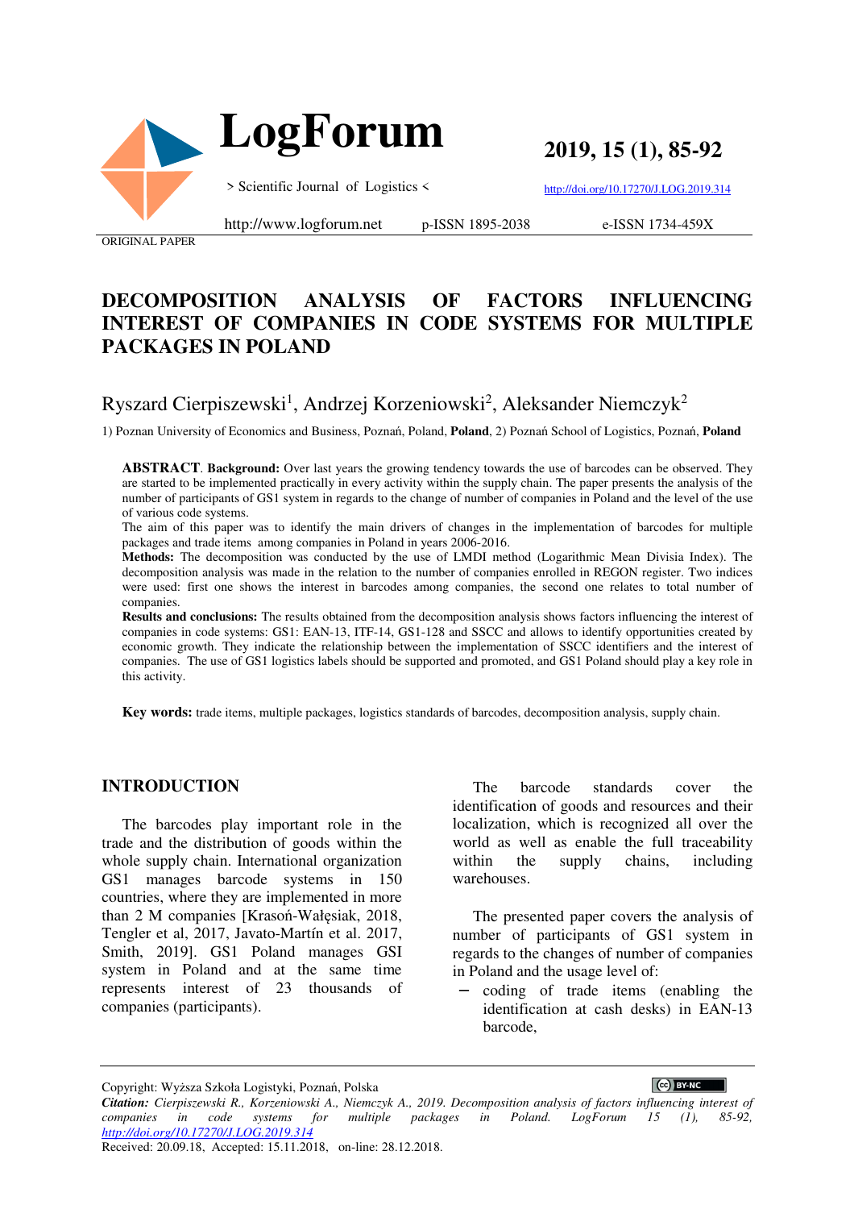ORIGINAL PAPER

# DECOMPOSITION ANALYSIS OF FACTORS INFLUENCING INTEREST OF COMPANIES IN CODE SYSTEMS FOR MULTIPLE PACKAGES IN POLAND

Ryszard Cierpiszewski[1], Andrzej Korzeniowski[2], Aleksander Niemczyk[2]

1) Poznan University of Economics and Business, Poznań, Poland, **Poland**, 2) Poznań School of Logistics, Poznań, **Poland**

**ABSTRACT**. **Background:** Over last years the growing tendency towards the use of barcodes can be observed. They are started to be implemented practically in every activity within the supply chain. The paper presents the analysis of the number of participants of GS1 system in regards to the change of number of companies in Poland and the level of the use of various code systems.

The aim of this paper was to identify the main drivers of changes in the implementation of barcodes for multiple packages and trade items among companies in Poland in years 2006-2016.

**Methods:** The decomposition was conducted by the use of LMDI method (Logarithmic Mean Divisia Index). The decomposition analysis was made in the relation to the number of companies enrolled in REGON register. Two indices were used: first one shows the interest in barcodes among companies, the second one relates to total number of companies.

**Results and conclusions:** The results obtained from the decomposition analysis shows factors influencing the interest of companies in code systems: GS1: EAN-13, ITF-14, GS1-128 and SSCC and allows to identify opportunities created by economic growth. They indicate the relationship between the implementation of SSCC identifiers and the interest of companies. The use of GS1 logistics labels should be supported and promoted, and GS1 Poland should play a key role in this activity.

**Key words:** trade items, multiple packages, logistics standards of barcodes, decomposition analysis, supply chain.

## INTRODUCTION

The barcodes play important role in the trade and the distribution of goods within the whole supply chain. International organization GS1 manages barcode systems in 150 countries, where they are implemented in more than 2 M companies [Krasoń-Wałęsiak, 2018, Tengler et al, 2017, Javato-Martín et al. 2017, Smith, 2019]. GS1 Poland manages GSI system in Poland and at the same time represents interest of 23 thousands of companies (participants).

The barcode standards cover the identification of goods and resources and their localization, which is recognized all over the world as well as enable the full traceability within the supply chains, including warehouses.

The presented paper covers the analysis of number of participants of GS1 system in regards to the changes of number of companies in Poland and the usage level of:

- coding of trade items (enabling the identification at cash desks) in EAN-13 barcode,

Copyright: Wyższa Szkoła Logistyki, Poznań, Polska

*Citation: Cierpiszewski R., Korzeniowski A., Niemczyk A., 2019. Decomposition analysis of factors influencing interest of companies in code systems for multiple packages in Poland. LogForum 15 (1), 85-92, http://doi.org/10.17270/J.LOG.2019.314*

Received: 20.09.18, Accepted: 15.11.2018, on-line: 28.12.2018.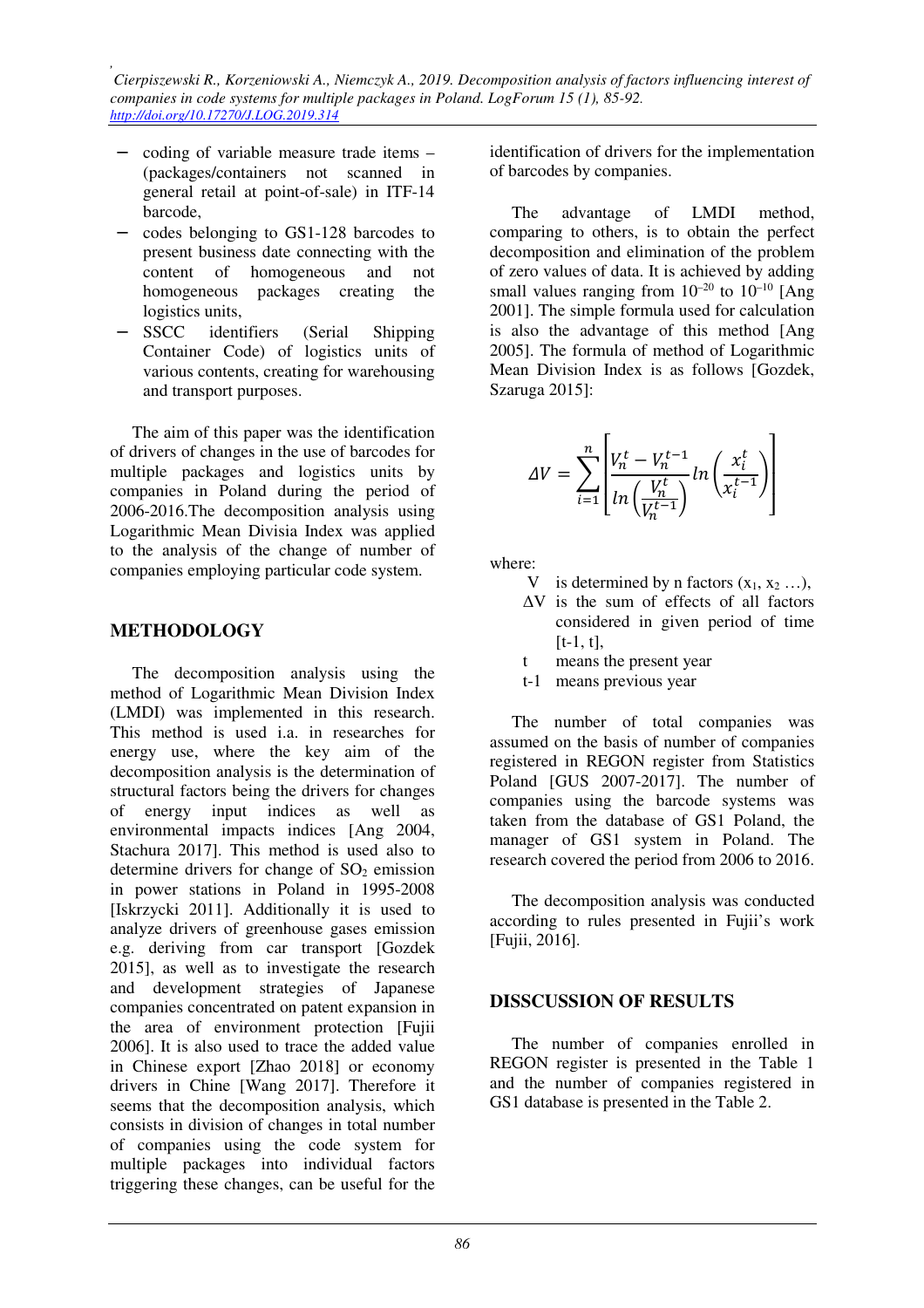- coding of variable measure trade items – (packages/containers not scanned in general retail at point-of-sale) in ITF-14 barcode,
- codes belonging to GS1-128 barcodes to present business date connecting with the content of homogeneous and not homogeneous packages creating the logistics units,
- SSCC identifiers (Serial Shipping Container Code) of logistics units of various contents, creating for warehousing and transport purposes.

The aim of this paper was the identification of drivers of changes in the use of barcodes for multiple packages and logistics units by companies in Poland during the period of 2006-2016.The decomposition analysis using Logarithmic Mean Divisia Index was applied to the analysis of the change of number of companies employing particular code system.

## METHODOLOGY

The decomposition analysis using the method of Logarithmic Mean Division Index (LMDI) was implemented in this research. This method is used i.a. in researches for energy use, where the key aim of the decomposition analysis is the determination of structural factors being the drivers for changes of energy input indices as well as environmental impacts indices [Ang 2004, Stachura 2017]. This method is used also to determine drivers for change of $SO_2$ emission in power stations in Poland in 1995-2008 [Iskrzycki 2011]. Additionally it is used to analyze drivers of greenhouse gases emission e.g. deriving from car transport [Gozdek 2015], as well as to investigate the research and development strategies of Japanese companies concentrated on patent expansion in the area of environment protection [Fujii 2006]. It is also used to trace the added value in Chinese export [Zhao 2018] or economy drivers in Chine [Wang 2017]. Therefore it seems that the decomposition analysis, which consists in division of changes in total number of companies using the code system for multiple packages into individual factors triggering these changes, can be useful for the identification of drivers for the implementation of barcodes by companies.

The advantage of LMDI method, comparing to others, is to obtain the perfect decomposition and elimination of the problem of zero values of data. It is achieved by adding small values ranging from $10^{-20}$ to $10^{-10}$ [Ang 2001]. The simple formula used for calculation is also the advantage of this method [Ang 2005]. The formula of method of Logarithmic Mean Division Index is as follows [Gozdek, Szaruga 2015]:

$$\Delta V = \sum_{i=1}^{n} \left[ \frac{V_n^t - V_n^{t-1}}{ln\left(\frac{V_n^t}{V_n^{t-1}}\right)} ln\left(\frac{x_i^t}{x_i^{t-1}}\right) \right]$$

where:

- V is determined by n factors ($x_1$, $x_2$ …),
- ΔV is the sum of effects of all factors considered in given period of time [t-1, t],
- t means the present year
- t-1 means previous year

The number of total companies was assumed on the basis of number of companies registered in REGON register from Statistics Poland [GUS 2007-2017]. The number of companies using the barcode systems was taken from the database of GS1 Poland, the manager of GS1 system in Poland. The research covered the period from 2006 to 2016.

The decomposition analysis was conducted according to rules presented in Fujii's work [Fujii, 2016].

## DISSCUSSION OF RESULTS

The number of companies enrolled in REGON register is presented in the Table 1 and the number of companies registered in GS1 database is presented in the Table 2.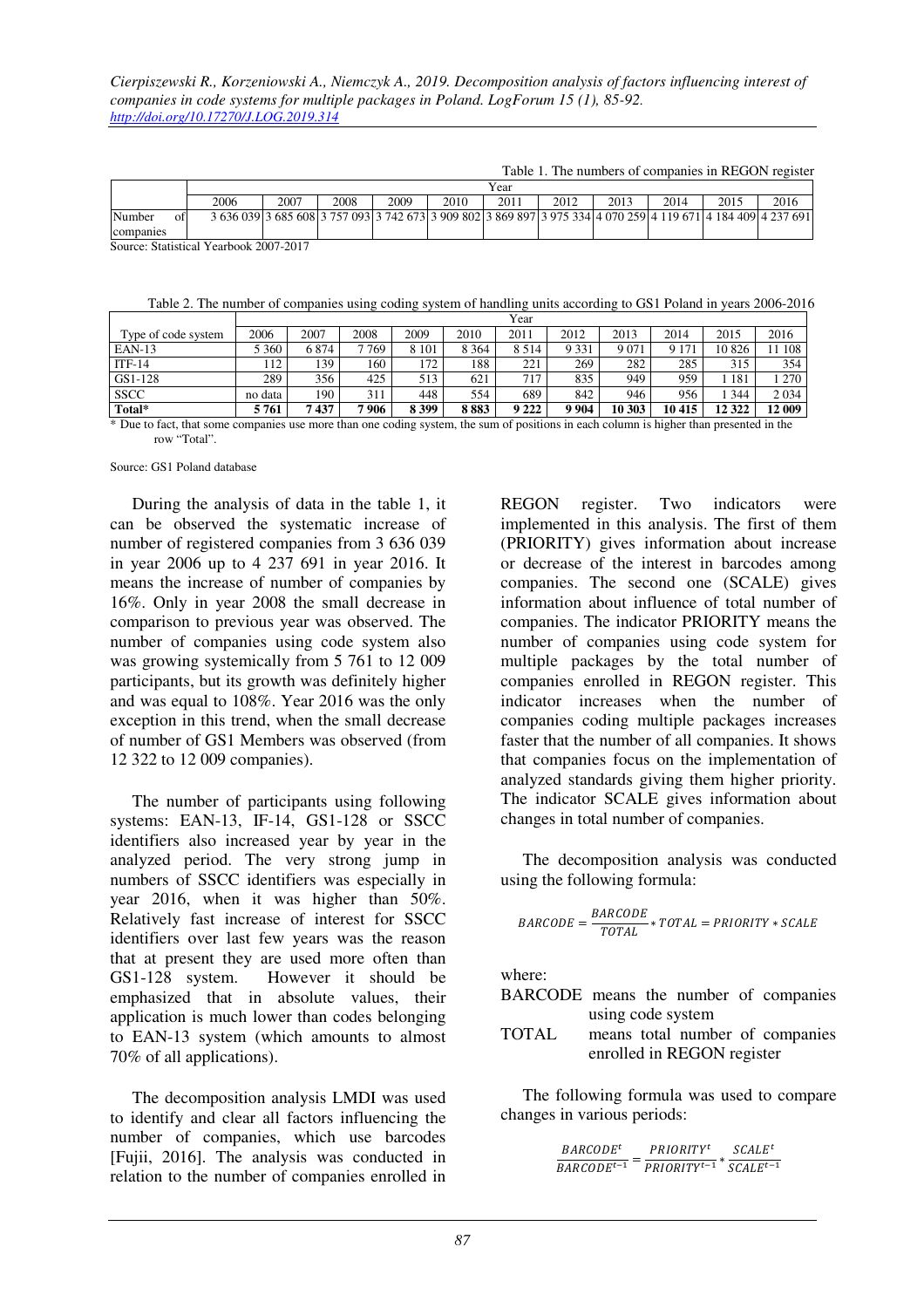Table 1. The numbers of companies in REGON register

| | Year | | | | | | | | | | |
|---|---|---|---|---|---|---|---|---|---|---|---|
| | 2006 | 2007 | 2008 | 2009 | 2010 | 2011 | 2012 | 2013 | 2014 | 2015 | 2016 |
| Number of companies | 3 636 039 | 3 685 608 | 3 757 093 | 3 742 673 | 3 909 802 | 3 869 897 | 3 975 334 | 4 070 259 | 4 119 671 | 4 184 409 | 4 237 691 |

Source: Statistical Yearbook 2007-2017

Table 2. The number of companies using coding system of handling units according to GS1 Poland in years 2006-2016

| | Year | | | | | | | | | | |
|---|---|---|---|---|---|---|---|---|---|---|---|
| Type of code system | 2006 | 2007 | 2008 | 2009 | 2010 | 2011 | 2012 | 2013 | 2014 | 2015 | 2016 |
| EAN-13 | 5 360 | 6 874 | 7 769 | 8 101 | 8 364 | 8 514 | 9 331 | 9 071 | 9 171 | 10 826 | 11 108 |
| ITF-14 | 112 | 139 | 160 | 172 | 188 | 221 | 269 | 282 | 285 | 315 | 354 |
| GS1-128 | 289 | 356 | 425 | 513 | 621 | 717 | 835 | 949 | 959 | 1 181 | 1 270 |
| SSCC | no data | 190 | 311 | 448 | 554 | 689 | 842 | 946 | 956 | 1 344 | 2 034 |
| **Total*** | **5 761** | **7 437** | **7 906** | **8 399** | **8 883** | **9 222** | **9 904** | **10 303** | **10 415** | **12 322** | **12 009** |

\* Due to fact, that some companies use more than one coding system, the sum of positions in each column is higher than presented in the row "Total".

Source: GS1 Poland database

During the analysis of data in the table 1, it can be observed the systematic increase of number of registered companies from 3 636 039 in year 2006 up to 4 237 691 in year 2016. It means the increase of number of companies by 16%. Only in year 2008 the small decrease in comparison to previous year was observed. The number of companies using code system also was growing systemically from 5 761 to 12 009 participants, but its growth was definitely higher and was equal to 108%. Year 2016 was the only exception in this trend, when the small decrease of number of GS1 Members was observed (from 12 322 to 12 009 companies).

The number of participants using following systems: EAN-13, IF-14, GS1-128 or SSCC identifiers also increased year by year in the analyzed period. The very strong jump in numbers of SSCC identifiers was especially in year 2016, when it was higher than 50%. Relatively fast increase of interest for SSCC identifiers over last few years was the reason that at present they are used more often than GS1-128 system. However it should be emphasized that in absolute values, their application is much lower than codes belonging to EAN-13 system (which amounts to almost 70% of all applications).

The decomposition analysis LMDI was used to identify and clear all factors influencing the number of companies, which use barcodes [Fujii, 2016]. The analysis was conducted in relation to the number of companies enrolled in REGON register. Two indicators were implemented in this analysis. The first of them (PRIORITY) gives information about increase or decrease of the interest in barcodes among companies. The second one (SCALE) gives information about influence of total number of companies. The indicator PRIORITY means the number of companies using code system for multiple packages by the total number of companies enrolled in REGON register. This indicator increases when the number of companies coding multiple packages increases faster that the number of all companies. It shows that companies focus on the implementation of analyzed standards giving them higher priority. The indicator SCALE gives information about changes in total number of companies.

The decomposition analysis was conducted using the following formula:

$$BARCODE = \frac{BARCODE}{TOTAL} * TOTAL = PRIORITY * SCALE$$

where:

BARCODE means the number of companies using code system

TOTAL means total number of companies enrolled in REGON register

The following formula was used to compare changes in various periods:

$$\frac{BARCODE^{t}}{BARCODE^{t-1}} = \frac{PRIORITY^{t}}{PRIORITY^{t-1}} * \frac{SCALE^{t}}{SCALE^{t-1}}$$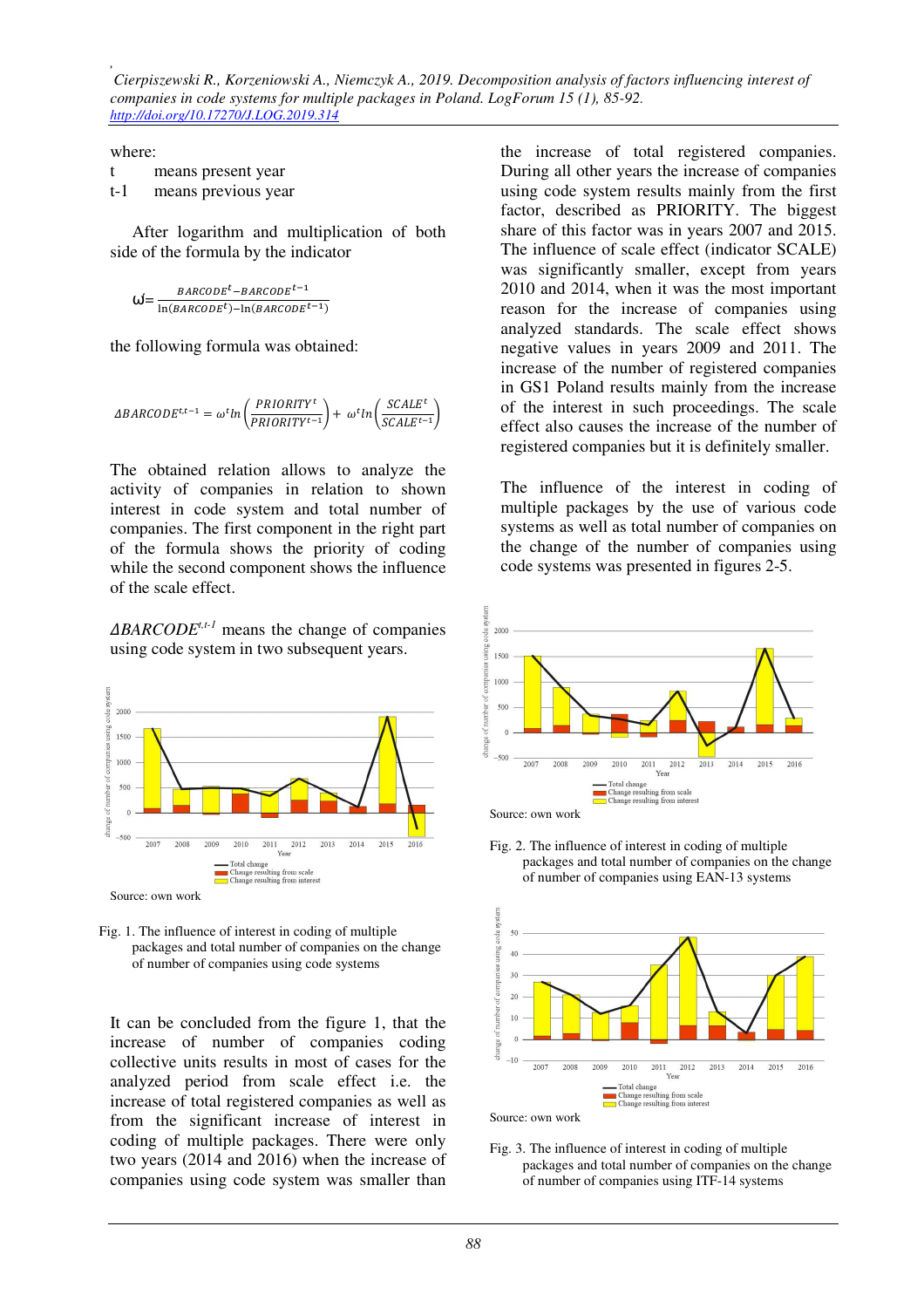where:

t means present year

t-1 means previous year

After logarithm and multiplication of both side of the formula by the indicator

$$\omega = \frac{BARCODE^{t} - BARCODE^{t-1}}{\ln(BARCODE^{t}) - \ln(BARCODE^{t-1})}$$

the following formula was obtained:

$$\Delta BARCODE^{t,t-1} = \omega^{t} \ln\left(\frac{PRIORITY^{t}}{PRIORITY^{t-1}}\right) + \omega^{t} \ln\left(\frac{SCALE^{t}}{SCALE^{t-1}}\right)$$

The obtained relation allows to analyze the activity of companies in relation to shown interest in code system and total number of companies. The first component in the right part of the formula shows the priority of coding while the second component shows the influence of the scale effect.

*$\Delta BARCODE^{t,t-1}$* means the change of companies using code system in two subsequent years.

Source: own work

Fig. 1. The influence of interest in coding of multiple packages and total number of companies on the change of number of companies using code systems

It can be concluded from the figure 1, that the increase of number of companies coding collective units results in most of cases for the analyzed period from scale effect i.e. the increase of total registered companies as well as from the significant increase of interest in coding of multiple packages. There were only two years (2014 and 2016) when the increase of companies using code system was smaller than the increase of total registered companies. During all other years the increase of companies using code system results mainly from the first factor, described as PRIORITY. The biggest share of this factor was in years 2007 and 2015. The influence of scale effect (indicator SCALE) was significantly smaller, except from years 2010 and 2014, when it was the most important reason for the increase of companies using analyzed standards. The scale effect shows negative values in years 2009 and 2011. The increase of the number of registered companies in GS1 Poland results mainly from the increase of the interest in such proceedings. The scale effect also causes the increase of the number of registered companies but it is definitely smaller.

The influence of the interest in coding of multiple packages by the use of various code systems as well as total number of companies on the change of the number of companies using code systems was presented in figures 2-5.

Source: own work

Fig. 2. The influence of interest in coding of multiple packages and total number of companies on the change of number of companies using EAN-13 systems

Source: own work

Fig. 3. The influence of interest in coding of multiple packages and total number of companies on the change of number of companies using ITF-14 systems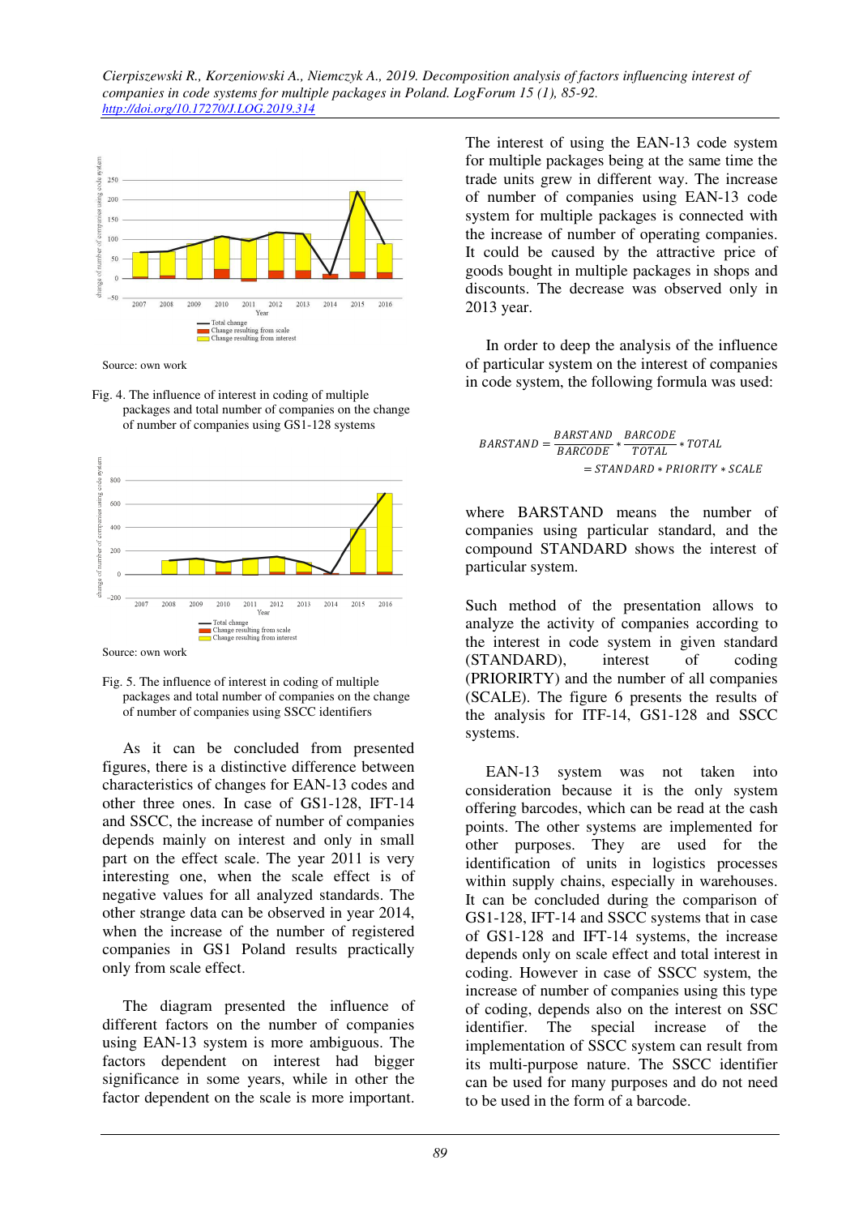Source: own work

Fig. 4. The influence of interest in coding of multiple packages and total number of companies on the change of number of companies using GS1-128 systems

Source: own work

Fig. 5. The influence of interest in coding of multiple packages and total number of companies on the change of number of companies using SSCC identifiers

As it can be concluded from presented figures, there is a distinctive difference between characteristics of changes for EAN-13 codes and other three ones. In case of GS1-128, IFT-14 and SSCC, the increase of number of companies depends mainly on interest and only in small part on the effect scale. The year 2011 is very interesting one, when the scale effect is of negative values for all analyzed standards. The other strange data can be observed in year 2014, when the increase of the number of registered companies in GS1 Poland results practically only from scale effect.

The diagram presented the influence of different factors on the number of companies using EAN-13 system is more ambiguous. The factors dependent on interest had bigger significance in some years, while in other the factor dependent on the scale is more important. The interest of using the EAN-13 code system for multiple packages being at the same time the trade units grew in different way. The increase of number of companies using EAN-13 code system for multiple packages is connected with the increase of number of operating companies. It could be caused by the attractive price of goods bought in multiple packages in shops and discounts. The decrease was observed only in 2013 year.

In order to deep the analysis of the influence of particular system on the interest of companies in code system, the following formula was used:

$$BARSTAND = \frac{BARSTAND}{BARCODE} * \frac{BARCODE}{TOTAL} * TOTAL$$
$$= STANDARD * PRIORITY * SCALE$$

where BARSTAND means the number of companies using particular standard, and the compound STANDARD shows the interest of particular system.

Such method of the presentation allows to analyze the activity of companies according to the interest in code system in given standard (STANDARD), interest of coding (PRIORIRTY) and the number of all companies (SCALE). The figure 6 presents the results of the analysis for ITF-14, GS1-128 and SSCC systems.

EAN-13 system was not taken into consideration because it is the only system offering barcodes, which can be read at the cash points. The other systems are implemented for other purposes. They are used for the identification of units in logistics processes within supply chains, especially in warehouses. It can be concluded during the comparison of GS1-128, IFT-14 and SSCC systems that in case of GS1-128 and IFT-14 systems, the increase depends only on scale effect and total interest in coding. However in case of SSCC system, the increase of number of companies using this type of coding, depends also on the interest on SSC identifier. The special increase of the implementation of SSCC system can result from its multi-purpose nature. The SSCC identifier can be used for many purposes and do not need to be used in the form of a barcode.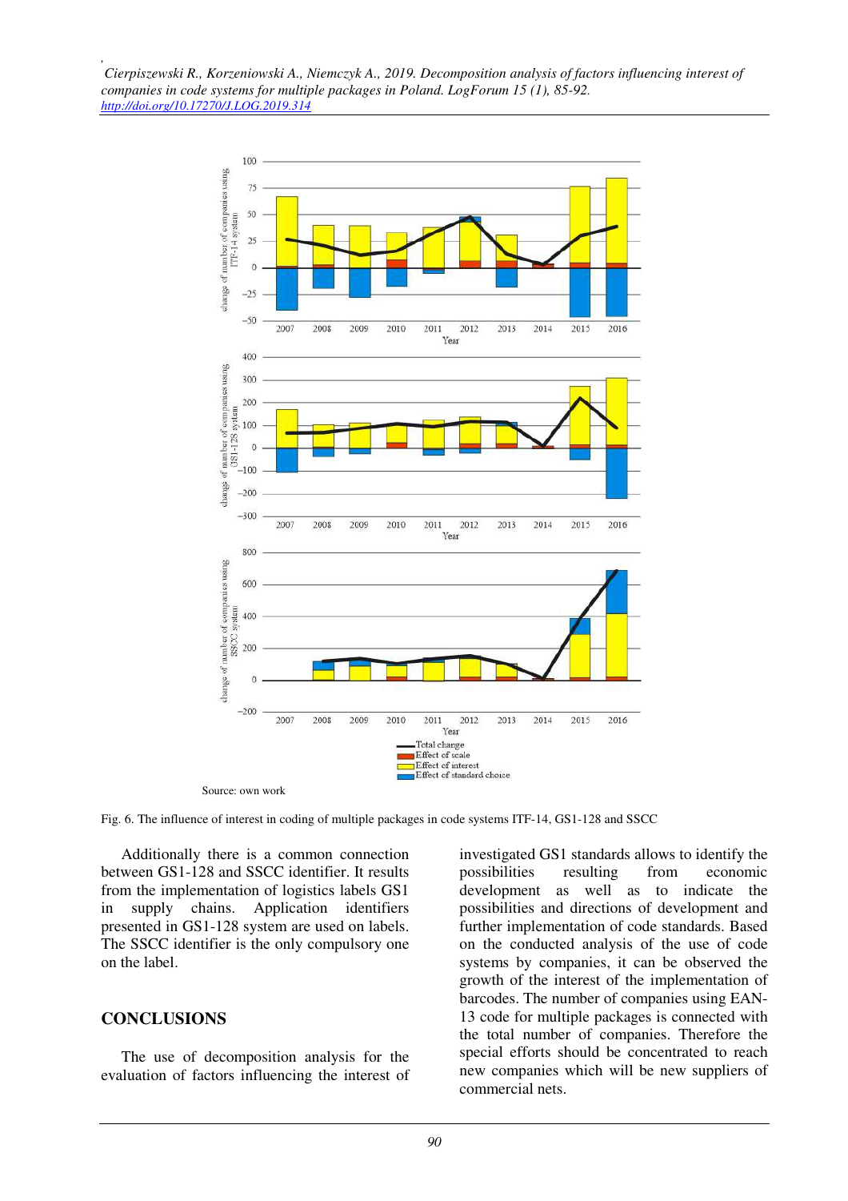Source: own work

Fig. 6. The influence of interest in coding of multiple packages in code systems ITF-14, GS1-128 and SSCC

Additionally there is a common connection between GS1-128 and SSCC identifier. It results from the implementation of logistics labels GS1 in supply chains. Application identifiers presented in GS1-128 system are used on labels. The SSCC identifier is the only compulsory one on the label.

## CONCLUSIONS

The use of decomposition analysis for the evaluation of factors influencing the interest of investigated GS1 standards allows to identify the possibilities resulting from economic development as well as to indicate the possibilities and directions of development and further implementation of code standards. Based on the conducted analysis of the use of code systems by companies, it can be observed the growth of the interest of the implementation of barcodes. The number of companies using EAN-13 code for multiple packages is connected with the total number of companies. Therefore the special efforts should be concentrated to reach new companies which will be new suppliers of commercial nets.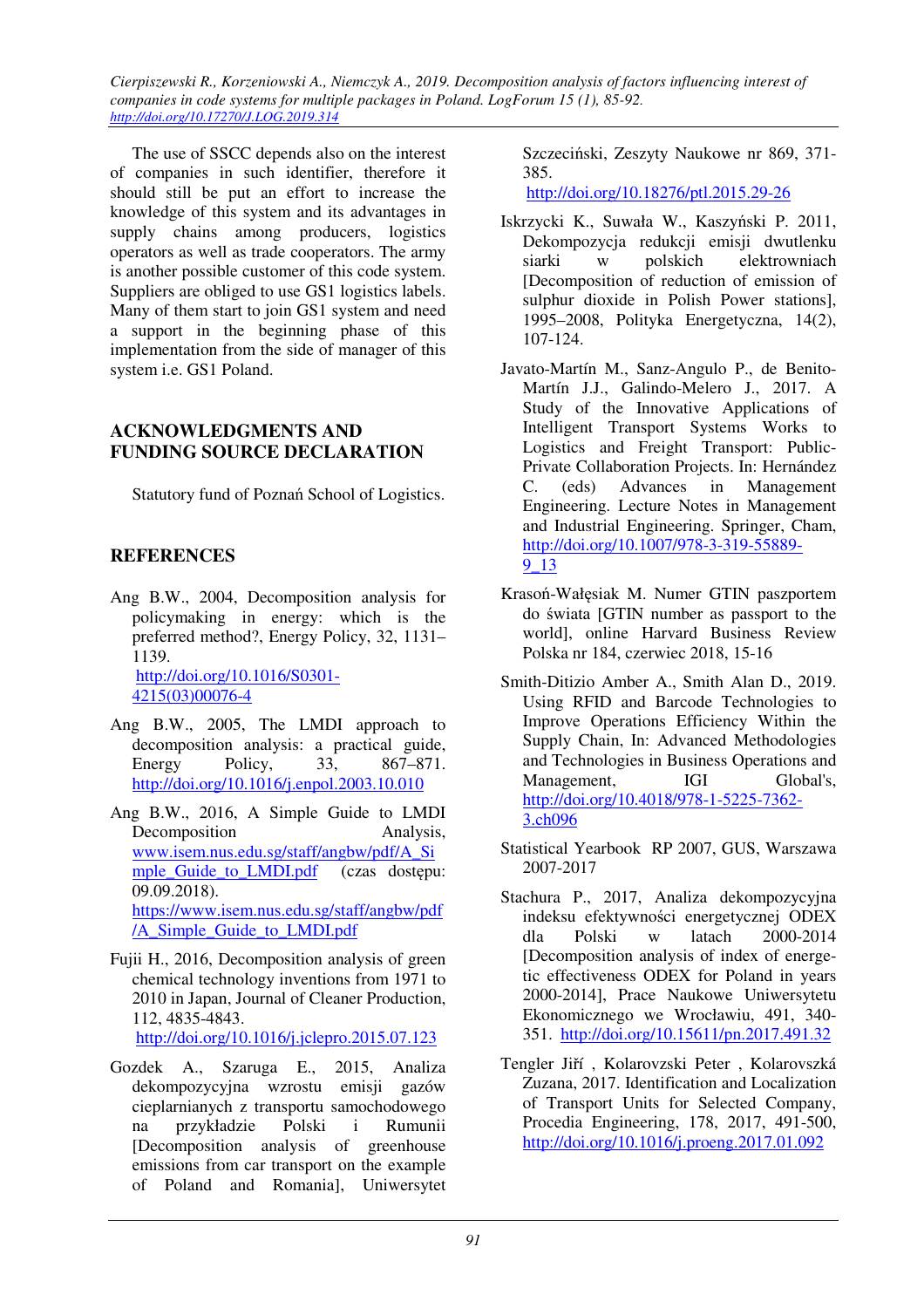The use of SSCC depends also on the interest of companies in such identifier, therefore it should still be put an effort to increase the knowledge of this system and its advantages in supply chains among producers, logistics operators as well as trade cooperators. The army is another possible customer of this code system. Suppliers are obliged to use GS1 logistics labels. Many of them start to join GS1 system and need a support in the beginning phase of this implementation from the side of manager of this system i.e. GS1 Poland.

## ACKNOWLEDGMENTS AND FUNDING SOURCE DECLARATION

Statutory fund of Poznań School of Logistics.

## REFERENCES

Ang B.W., 2004, Decomposition analysis for policymaking in energy: which is the preferred method?, Energy Policy, 32, 1131–1139. http://doi.org/10.1016/S0301-4215(03)00076-4

Ang B.W., 2005, The LMDI approach to decomposition analysis: a practical guide, Energy Policy, 33, 867–871. http://doi.org/10.1016/j.enpol.2003.10.010

Ang B.W., 2016, A Simple Guide to LMDI Decomposition Analysis, www.isem.nus.edu.sg/staff/angbw/pdf/A_Simple_Guide_to_LMDI.pdf (czas dostępu: 09.09.2018). https://www.isem.nus.edu.sg/staff/angbw/pdf/A_Simple_Guide_to_LMDI.pdf

Fujii H., 2016, Decomposition analysis of green chemical technology inventions from 1971 to 2010 in Japan, Journal of Cleaner Production, 112, 4835-4843. http://doi.org/10.1016/j.jclepro.2015.07.123

Gozdek A., Szaruga E., 2015, Analiza dekompozycyjna wzrostu emisji gazów cieplarnianych z transportu samochodowego na przykładzie Polski i Rumunii [Decomposition analysis of greenhouse emissions from car transport on the example of Poland and Romania], Uniwersytet Szczeciński, Zeszyty Naukowe nr 869, 371-385. http://doi.org/10.18276/ptl.2015.29-26

Iskrzycki K., Suwała W., Kaszyński P. 2011, Dekompozycja redukcji emisji dwutlenku siarki w polskich elektrowniach [Decomposition of reduction of emission of sulphur dioxide in Polish Power stations], 1995–2008, Polityka Energetyczna, 14(2), 107-124.

Javato-Martín M., Sanz-Angulo P., de Benito-Martín J.J., Galindo-Melero J., 2017. A Study of the Innovative Applications of Intelligent Transport Systems Works to Logistics and Freight Transport: Public-Private Collaboration Projects. In: Hernández C. (eds) Advances in Management Engineering. Lecture Notes in Management and Industrial Engineering. Springer, Cham, http://doi.org/10.1007/978-3-319-55889-9_13

Krasoń-Wałęsiak M. Numer GTIN paszportem do świata [GTIN number as passport to the world], online Harvard Business Review Polska nr 184, czerwiec 2018, 15-16

Smith-Ditizio Amber A., Smith Alan D., 2019. Using RFID and Barcode Technologies to Improve Operations Efficiency Within the Supply Chain, In: Advanced Methodologies and Technologies in Business Operations and Management, IGI Global's, http://doi.org/10.4018/978-1-5225-7362-3.ch096

Statistical Yearbook RP 2007, GUS, Warszawa 2007-2017

Stachura P., 2017, Analiza dekompozycyjna indeksu efektywności energetycznej ODEX dla Polski w latach 2000-2014 [Decomposition analysis of index of energetic effectiveness ODEX for Poland in years 2000-2014], Prace Naukowe Uniwersytetu Ekonomicznego we Wrocławiu, 491, 340-351. http://doi.org/10.15611/pn.2017.491.32

Tengler Jiří , Kolarovzski Peter , Kolarovszká Zuzana, 2017. Identification and Localization of Transport Units for Selected Company, Procedia Engineering, 178, 2017, 491-500, http://doi.org/10.1016/j.proeng.2017.01.092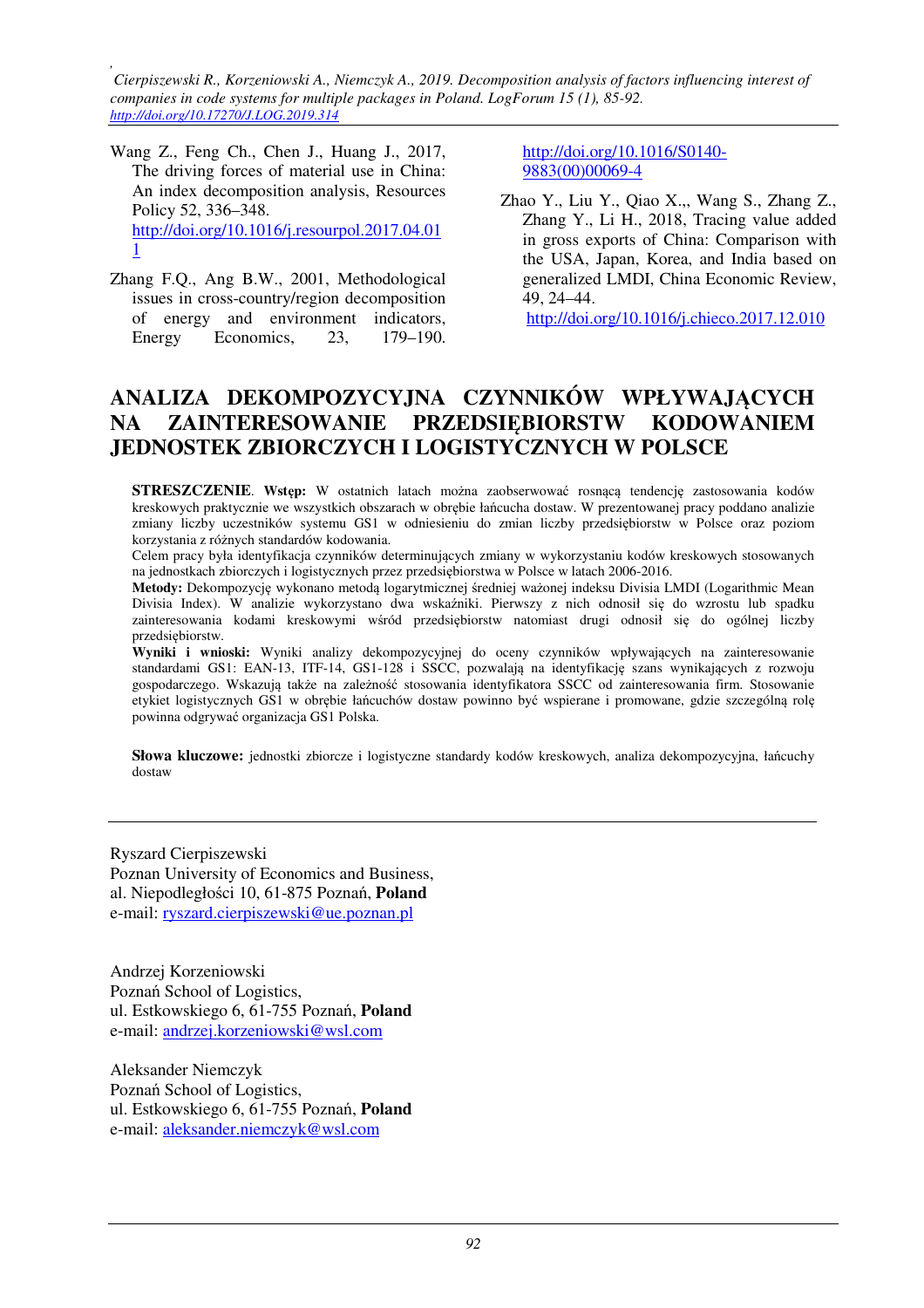Wang Z., Feng Ch., Chen J., Huang J., 2017, The driving forces of material use in China: An index decomposition analysis, Resources Policy 52, 336–348. http://doi.org/10.1016/j.resourpol.2017.04.011

Zhang F.Q., Ang B.W., 2001, Methodological issues in cross-country/region decomposition of energy and environment indicators, Energy Economics, 23, 179–190. http://doi.org/10.1016/S0140-9883(00)00069-4

Zhao Y., Liu Y., Qiao X.,, Wang S., Zhang Z., Zhang Y., Li H., 2018, Tracing value added in gross exports of China: Comparison with the USA, Japan, Korea, and India based on generalized LMDI, China Economic Review, 49, 24–44. http://doi.org/10.1016/j.chieco.2017.12.010

# ANALIZA DEKOMPOZYCYJNA CZYNNIKÓW WPŁYWAJĄCYCH NA ZAINTERESOWANIE PRZEDSIĘBIORSTW KODOWANIEM JEDNOSTEK ZBIORCZYCH I LOGISTYCZNYCH W POLSCE

**STRESZCZENIE**. **Wstęp:** W ostatnich latach można zaobserwować rosnącą tendencję zastosowania kodów kreskowych praktycznie we wszystkich obszarach w obrębie łańcucha dostaw. W prezentowanej pracy poddano analizie zmiany liczby uczestników systemu GS1 w odniesieniu do zmian liczby przedsiębiorstw w Polsce oraz poziom korzystania z różnych standardów kodowania.

Celem pracy była identyfikacja czynników determinujących zmiany w wykorzystaniu kodów kreskowych stosowanych na jednostkach zbiorczych i logistycznych przez przedsiębiorstwa w Polsce w latach 2006-2016.

**Metody:** Dekompozycję wykonano metodą logarytmicznej średniej ważonej indeksu Divisia LMDI (Logarithmic Mean Divisia Index). W analizie wykorzystano dwa wskaźniki. Pierwszy z nich odnosił się do wzrostu lub spadku zainteresowania kodami kreskowymi wśród przedsiębiorstw natomiast drugi odnosił się do ogólnej liczby przedsiębiorstw.

**Wyniki i wnioski:** Wyniki analizy dekompozycyjnej do oceny czynników wpływających na zainteresowanie standardami GS1: EAN-13, ITF-14, GS1-128 i SSCC, pozwalają na identyfikację szans wynikających z rozwoju gospodarczego. Wskazują także na zależność stosowania identyfikatora SSCC od zainteresowania firm. Stosowanie etykiet logistycznych GS1 w obrębie łańcuchów dostaw powinno być wspierane i promowane, gdzie szczególną rolę powinna odgrywać organizacja GS1 Polska.

**Słowa kluczowe:** jednostki zbiorcze i logistyczne standardy kodów kreskowych, analiza dekompozycyjna, łańcuchy dostaw

---

Ryszard Cierpiszewski
Poznan University of Economics and Business,
al. Niepodległości 10, 61-875 Poznań, **Poland**
e-mail: ryszard.cierpiszewski@ue.poznan.pl

Andrzej Korzeniowski
Poznań School of Logistics,
ul. Estkowskiego 6, 61-755 Poznań, **Poland**
e-mail: andrzej.korzeniowski@wsl.com

Aleksander Niemczyk
Poznań School of Logistics,
ul. Estkowskiego 6, 61-755 Poznań, **Poland**
e-mail: aleksander.niemczyk@wsl.com